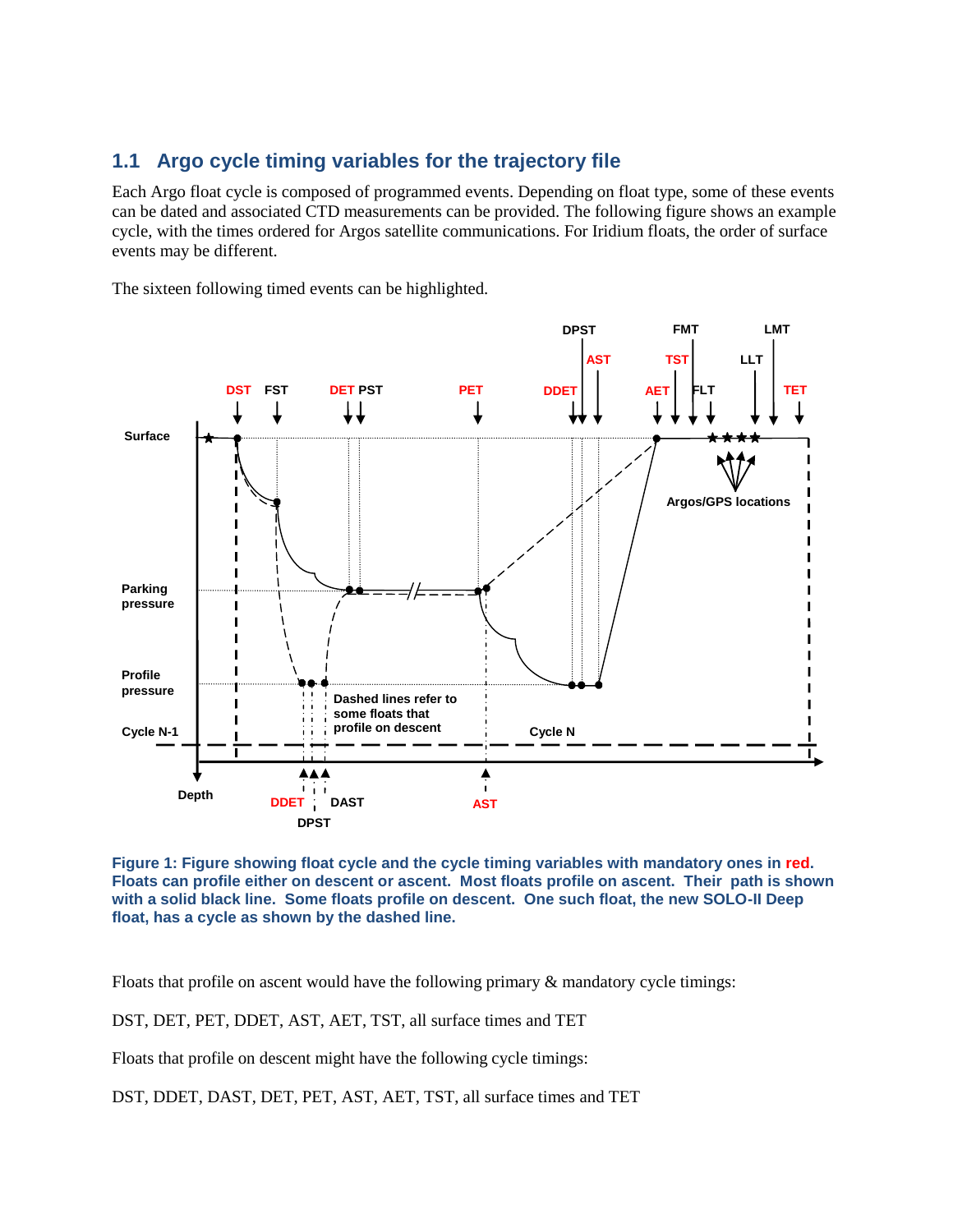## 1.1 Argo cycle timing variables for the trajectory file

Each Argo float cycle is composed of programmed events. Depending on float type, some of these events can be dated and associated CTD measurements can be provided. The following figure shows an example cycle, with the times ordered for Argos satellite communications. For Iridium floats, the order of surface events may be different.

The sixteen following timed events can be highlighted.

**Figure 1: Figure showing float cycle and the cycle timing variables with mandatory ones in red. Floats can profile either on descent or ascent. Most floats profile on ascent. Their path is shown with a solid black line. Some floats profile on descent. One such float, the new SOLO-II Deep float, has a cycle as shown by the dashed line.**

Floats that profile on ascent would have the following primary & mandatory cycle timings:

DST, DET, PET, DDET, AST, AET, TST, all surface times and TET

Floats that profile on descent might have the following cycle timings:

DST, DDET, DAST, DET, PET, AST, AET, TST, all surface times and TET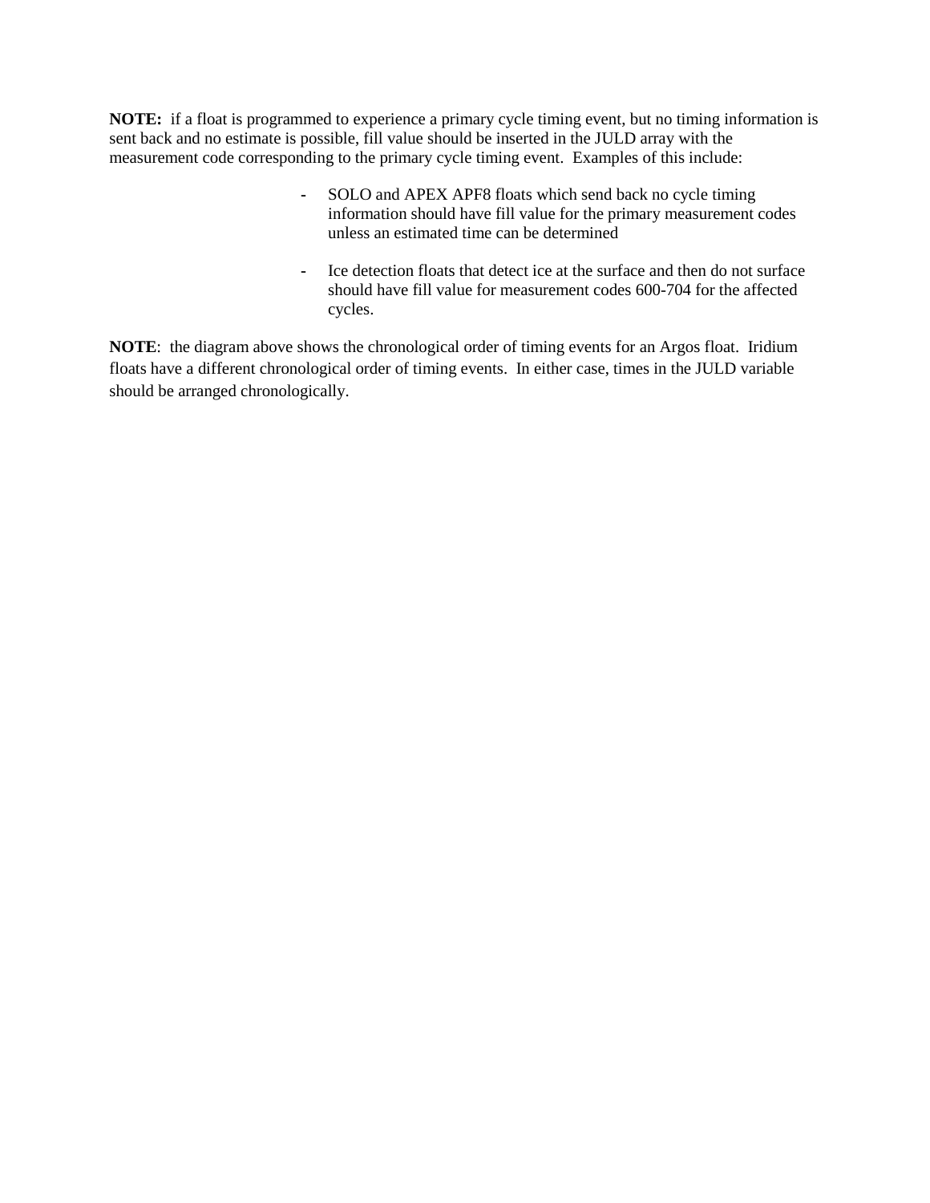**NOTE:** if a float is programmed to experience a primary cycle timing event, but no timing information is sent back and no estimate is possible, fill value should be inserted in the JULD array with the measurement code corresponding to the primary cycle timing event. Examples of this include:

- SOLO and APEX APF8 floats which send back no cycle timing information should have fill value for the primary measurement codes unless an estimated time can be determined

- Ice detection floats that detect ice at the surface and then do not surface should have fill value for measurement codes 600-704 for the affected cycles.

**NOTE**: the diagram above shows the chronological order of timing events for an Argos float. Iridium floats have a different chronological order of timing events. In either case, times in the JULD variable should be arranged chronologically.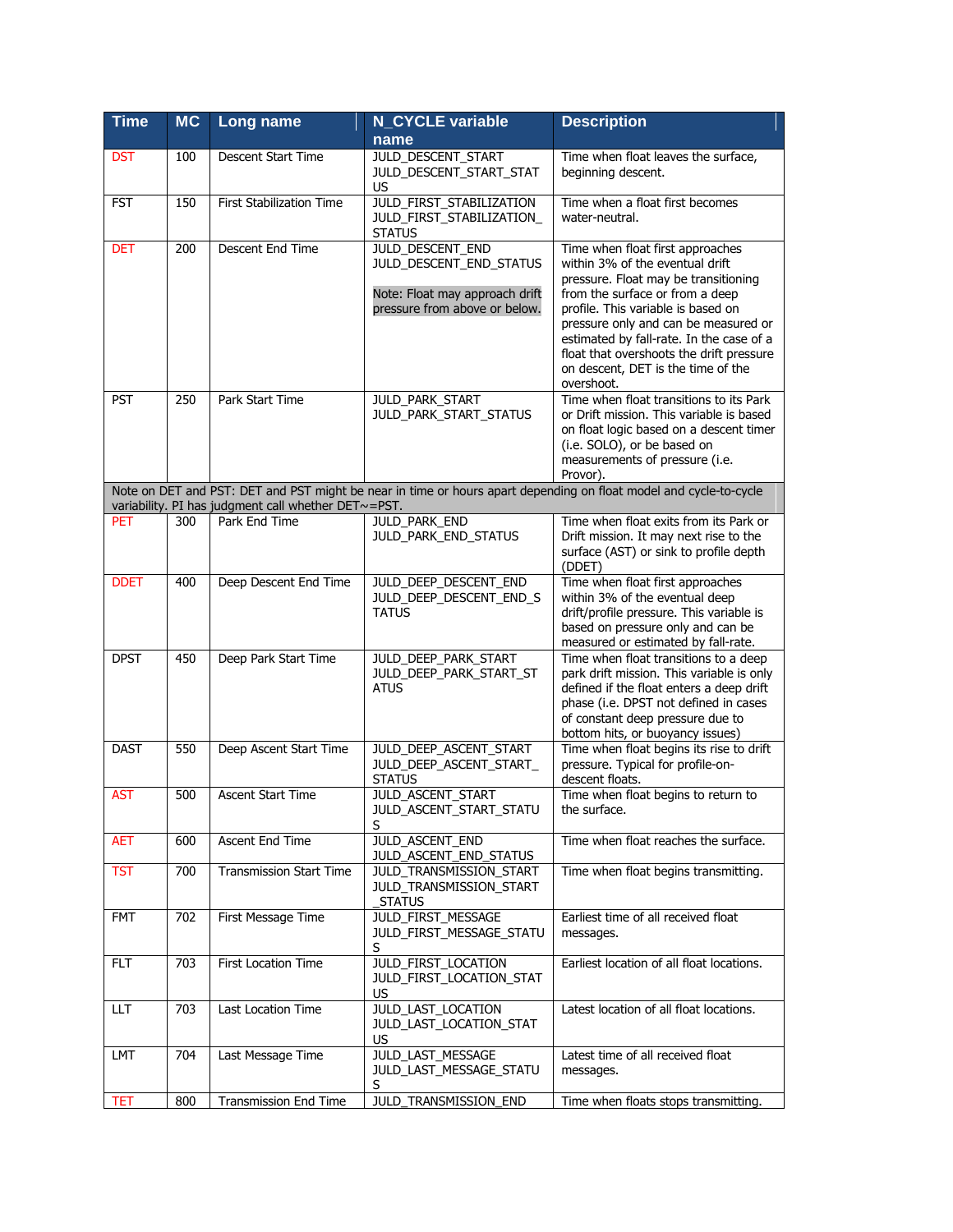| Time | MC | Long name | N_CYCLE variable name | Description |
|---|---|---|---|---|
| DST | 100 | Descent Start Time | JULD_DESCENT_START JULD_DESCENT_START_STATUS | Time when float leaves the surface, beginning descent. |
| FST | 150 | First Stabilization Time | JULD_FIRST_STABILIZATION JULD_FIRST_STABILIZATION_STATUS | Time when a float first becomes water-neutral. |
| DET | 200 | Descent End Time | JULD_DESCENT_END JULD_DESCENT_END_STATUS<br><br>Note: Float may approach drift pressure from above or below. | Time when float first approaches within 3% of the eventual drift pressure. Float may be transitioning from the surface or from a deep profile. This variable is based on pressure only and can be measured or estimated by fall-rate. In the case of a float that overshoots the drift pressure on descent, DET is the time of the overshoot. |
| PST | 250 | Park Start Time | JULD_PARK_START JULD_PARK_START_STATUS | Time when float transitions to its Park or Drift mission. This variable is based on float logic based on a descent timer (i.e. SOLO), or be based on measurements of pressure (i.e. Provor). |
| Note on DET and PST: DET and PST might be near in time or hours apart depending on float model and cycle-to-cycle variability. PI has judgment call whether DET~=PST. | | | | |
| PET | 300 | Park End Time | JULD_PARK_END JULD_PARK_END_STATUS | Time when float exits from its Park or Drift mission. It may next rise to the surface (AST) or sink to profile depth (DDET) |
| DDET | 400 | Deep Descent End Time | JULD_DEEP_DESCENT_END JULD_DEEP_DESCENT_END_STATUS | Time when float first approaches within 3% of the eventual deep drift/profile pressure. This variable is based on pressure only and can be measured or estimated by fall-rate. |
| DPST | 450 | Deep Park Start Time | JULD_DEEP_PARK_START JULD_DEEP_PARK_START_STATUS | Time when float transitions to a deep park drift mission. This variable is only defined if the float enters a deep drift phase (i.e. DPST not defined in cases of constant deep pressure due to bottom hits, or buoyancy issues) |
| DAST | 550 | Deep Ascent Start Time | JULD_DEEP_ASCENT_START JULD_DEEP_ASCENT_START_STATUS | Time when float begins its rise to drift pressure. Typical for profile-on-descent floats. |
| AST | 500 | Ascent Start Time | JULD_ASCENT_START JULD_ASCENT_START_STATUS | Time when float begins to return to the surface. |
| AET | 600 | Ascent End Time | JULD_ASCENT_END JULD_ASCENT_END_STATUS | Time when float reaches the surface. |
| TST | 700 | Transmission Start Time | JULD_TRANSMISSION_START JULD_TRANSMISSION_START_STATUS | Time when float begins transmitting. |
| FMT | 702 | First Message Time | JULD_FIRST_MESSAGE JULD_FIRST_MESSAGE_STATUS | Earliest time of all received float messages. |
| FLT | 703 | First Location Time | JULD_FIRST_LOCATION JULD_FIRST_LOCATION_STATUS | Earliest location of all float locations. |
| LLT | 703 | Last Location Time | JULD_LAST_LOCATION JULD_LAST_LOCATION_STATUS | Latest location of all float locations. |
| LMT | 704 | Last Message Time | JULD_LAST_MESSAGE JULD_LAST_MESSAGE_STATUS | Latest time of all received float messages. |
| TET | 800 | Transmission End Time | JULD_TRANSMISSION_END | Time when floats stops transmitting. |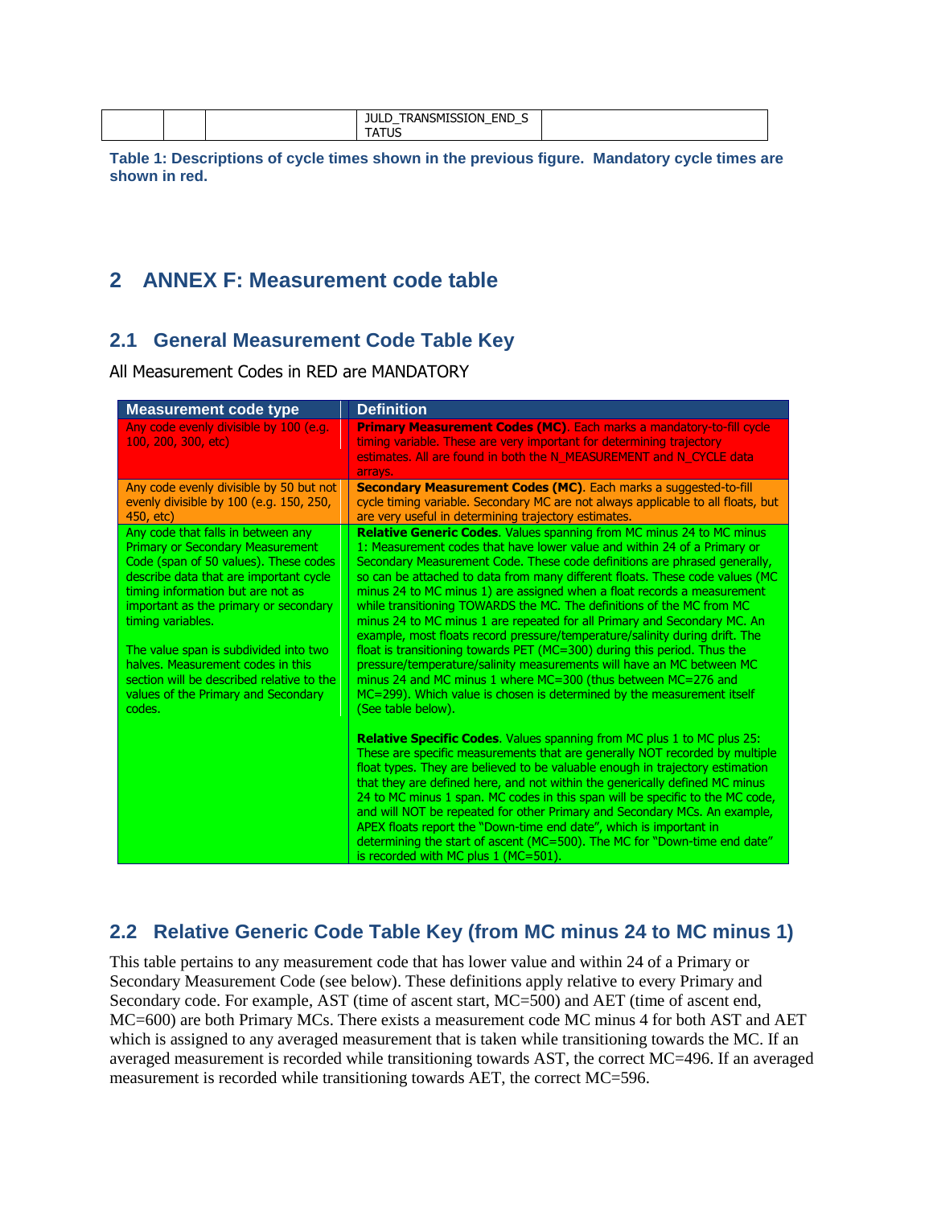| | | | JULD_TRANSMISSION_END_STATUS | |
|---|---|---|---|---|

**Table 1: Descriptions of cycle times shown in the previous figure. Mandatory cycle times are shown in red.**

# 2 ANNEX F: Measurement code table

## 2.1 General Measurement Code Table Key

All Measurement Codes in RED are MANDATORY

| Measurement code type | Definition |
|---|---|
| Any code evenly divisible by 100 (e.g. 100, 200, 300, etc) | **Primary Measurement Codes (MC)**. Each marks a mandatory-to-fill cycle timing variable. These are very important for determining trajectory estimates. All are found in both the N_MEASUREMENT and N_CYCLE data arrays. |
| Any code evenly divisible by 50 but not evenly divisible by 100 (e.g. 150, 250, 450, etc) | **Secondary Measurement Codes (MC)**. Each marks a suggested-to-fill cycle timing variable. Secondary MC are not always applicable to all floats, but are very useful in determining trajectory estimates. |
| Any code that falls in between any Primary or Secondary Measurement Code (span of 50 values). These codes describe data that are important cycle timing information but are not as important as the primary or secondary timing variables.<br><br>The value span is subdivided into two halves. Measurement codes in this section will be described relative to the values of the Primary and Secondary codes. | **Relative Generic Codes**. Values spanning from MC minus 24 to MC minus 1: Measurement codes that have lower value and within 24 of a Primary or Secondary Measurement Code. These code definitions are phrased generally, so can be attached to data from many different floats. These code values (MC minus 24 to MC minus 1) are assigned when a float records a measurement while transitioning TOWARDS the MC. The definitions of the MC from MC minus 24 to MC minus 1 are repeated for all Primary and Secondary MC. An example, most floats record pressure/temperature/salinity during drift. The float is transitioning towards PET (MC=300) during this period. Thus the pressure/temperature/salinity measurements will have an MC between MC minus 24 and MC minus 1 where MC=300 (thus between MC=276 and MC=299). Which value is chosen is determined by the measurement itself (See table below).<br><br>**Relative Specific Codes**. Values spanning from MC plus 1 to MC plus 25: These are specific measurements that are generally NOT recorded by multiple float types. They are believed to be valuable enough in trajectory estimation that they are defined here, and not within the generically defined MC minus 24 to MC minus 1 span. MC codes in this span will be specific to the MC code, and will NOT be repeated for other Primary and Secondary MCs. An example, APEX floats report the "Down-time end date", which is important in determining the start of ascent (MC=500). The MC for "Down-time end date" is recorded with MC plus 1 (MC=501). |

## 2.2 Relative Generic Code Table Key (from MC minus 24 to MC minus 1)

This table pertains to any measurement code that has lower value and within 24 of a Primary or Secondary Measurement Code (see below). These definitions apply relative to every Primary and Secondary code. For example, AST (time of ascent start, MC=500) and AET (time of ascent end, MC=600) are both Primary MCs. There exists a measurement code MC minus 4 for both AST and AET which is assigned to any averaged measurement that is taken while transitioning towards the MC. If an averaged measurement is recorded while transitioning towards AST, the correct MC=496. If an averaged measurement is recorded while transitioning towards AET, the correct MC=596.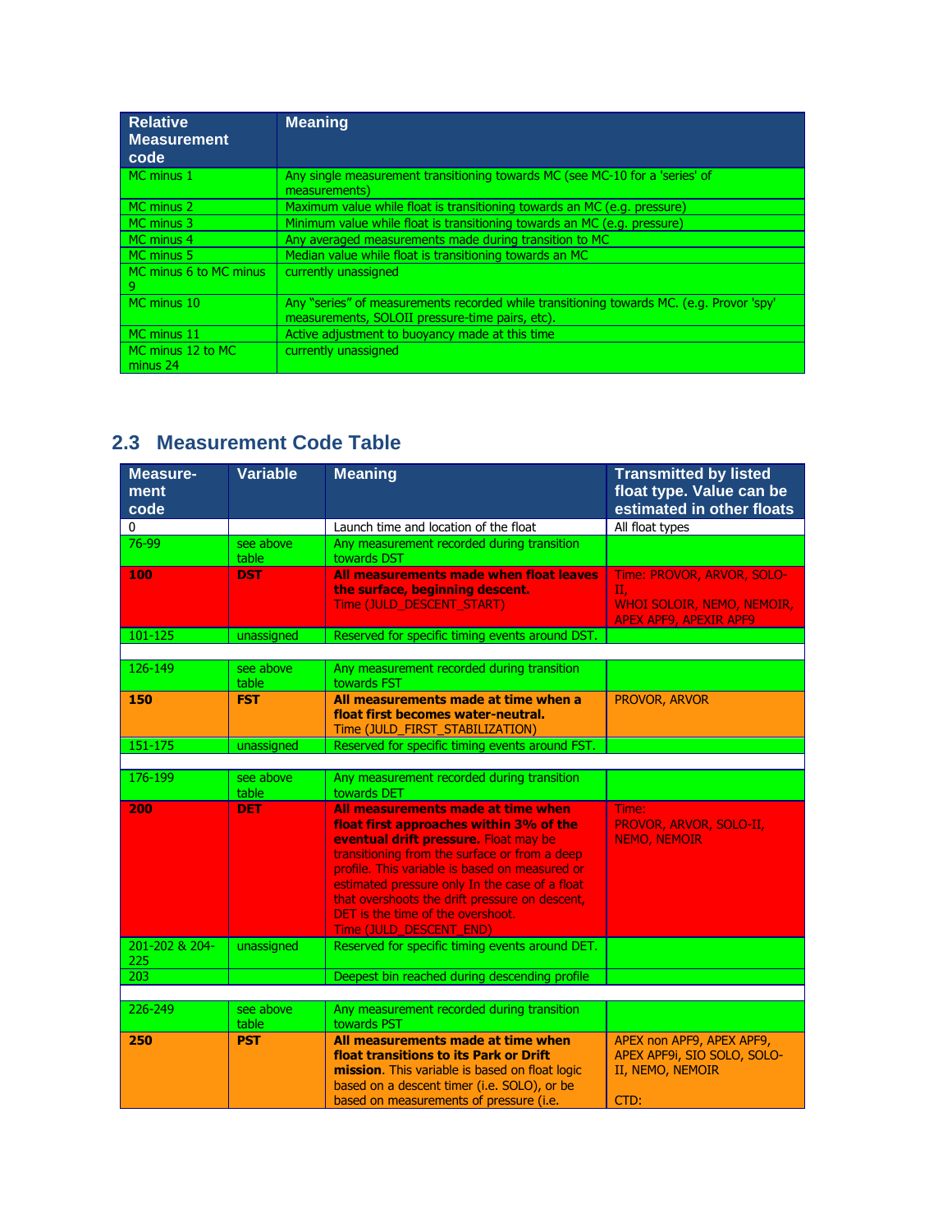| Relative Measurement code | Meaning |
| --- | --- |
| MC minus 1 | Any single measurement transitioning towards MC (see MC-10 for a 'series' of measurements) |
| MC minus 2 | Maximum value while float is transitioning towards an MC (e.g. pressure) |
| MC minus 3 | Minimum value while float is transitioning towards an MC (e.g. pressure) |
| MC minus 4 | Any averaged measurements made during transition to MC |
| MC minus 5 | Median value while float is transitioning towards an MC |
| MC minus 6 to MC minus 9 | currently unassigned |
| MC minus 10 | Any "series" of measurements recorded while transitioning towards MC. (e.g. Provor 'spy' measurements, SOLOII pressure-time pairs, etc). |
| MC minus 11 | Active adjustment to buoyancy made at this time |
| MC minus 12 to MC minus 24 | currently unassigned |

## 2.3 Measurement Code Table

| Measure-ment code | Variable | Meaning | Transmitted by listed float type. Value can be estimated in other floats |
| --- | --- | --- | --- |
| 0 | | Launch time and location of the float | All float types |
| 76-99 | see above table | Any measurement recorded during transition towards DST | |
| **100** | **DST** | **All measurements made when float leaves the surface, beginning descent.** Time (JULD_DESCENT_START) | Time: PROVOR, ARVOR, SOLO-II, WHOI SOLOIR, NEMO, NEMOIR, APEX APF9, APEXIR APF9 |
| 101-125 | unassigned | Reserved for specific timing events around DST. | |
| | | | |
| 126-149 | see above table | Any measurement recorded during transition towards FST | |
| **150** | **FST** | **All measurements made at time when a float first becomes water-neutral.** Time (JULD_FIRST_STABILIZATION) | PROVOR, ARVOR |
| 151-175 | unassigned | Reserved for specific timing events around FST. | |
| | | | |
| 176-199 | see above table | Any measurement recorded during transition towards DET | |
| **200** | **DET** | **All measurements made at time when float first approaches within 3% of the eventual drift pressure.** Float may be transitioning from the surface or from a deep profile. This variable is based on measured or estimated pressure only In the case of a float that overshoots the drift pressure on descent, DET is the time of the overshoot. Time (JULD_DESCENT_END) | Time: PROVOR, ARVOR, SOLO-II, NEMO, NEMOIR |
| 201-202 & 204-225 | unassigned | Reserved for specific timing events around DET. | |
| 203 | | Deepest bin reached during descending profile | |
| | | | |
| 226-249 | see above table | Any measurement recorded during transition towards PST | |
| **250** | **PST** | **All measurements made at time when float transitions to its Park or Drift mission**. This variable is based on float logic based on a descent timer (i.e. SOLO), or be based on measurements of pressure (i.e. | APEX non APF9, APEX APF9, APEX APF9i, SIO SOLO, SOLO-II, NEMO, NEMOIR<br><br>CTD: |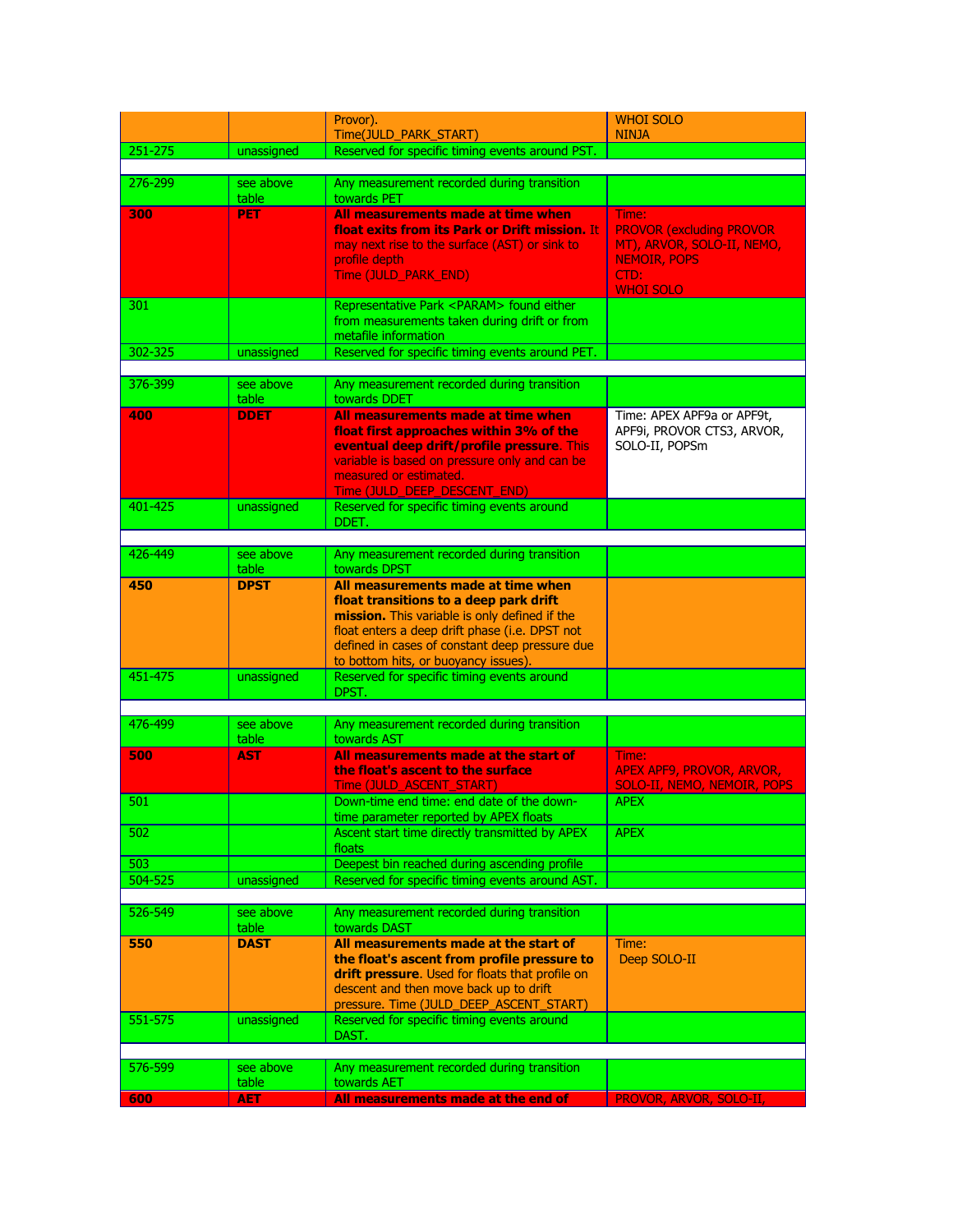| | | | |
|---|---|---|---|
| | | Provor).<br>Time(JULD_PARK_START) | WHOI SOLO<br>NINJA |
| 251-275 | unassigned | Reserved for specific timing events around PST. | |
| | | | |
| 276-299 | see above table | Any measurement recorded during transition towards PET | |
| **300** | **PET** | **All measurements made at time when float exits from its Park or Drift mission.** It may next rise to the surface (AST) or sink to profile depth<br>Time (JULD_PARK_END) | Time:<br>PROVOR (excluding PROVOR MT), ARVOR, SOLO-II, NEMO, NEMOIR, POPS<br>CTD:<br>WHOI SOLO |
| 301 | | Representative Park <PARAM> found either from measurements taken during drift or from metafile information | |
| 302-325 | unassigned | Reserved for specific timing events around PET. | |
| | | | |
| 376-399 | see above table | Any measurement recorded during transition towards DDET | |
| **400** | **DDET** | **All measurements made at time when float first approaches within 3% of the eventual deep drift/profile pressure.** This variable is based on pressure only and can be measured or estimated.<br>Time (JULD_DEEP_DESCENT_END) | Time: APEX APF9a or APF9t, APF9i, PROVOR CTS3, ARVOR, SOLO-II, POPSm |
| 401-425 | unassigned | Reserved for specific timing events around DDET. | |
| | | | |
| 426-449 | see above table | Any measurement recorded during transition towards DPST | |
| **450** | **DPST** | **All measurements made at time when float transitions to a deep park drift mission.** This variable is only defined if the float enters a deep drift phase (i.e. DPST not defined in cases of constant deep pressure due to bottom hits, or buoyancy issues). | |
| 451-475 | unassigned | Reserved for specific timing events around DPST. | |
| | | | |
| 476-499 | see above table | Any measurement recorded during transition towards AST | |
| **500** | **AST** | **All measurements made at the start of the float's ascent to the surface**<br>Time (JULD_ASCENT_START) | Time:<br>APEX APF9, PROVOR, ARVOR, SOLO-II, NEMO, NEMOIR, POPS |
| 501 | | Down-time end time: end date of the down-time parameter reported by APEX floats | APEX |
| 502 | | Ascent start time directly transmitted by APEX floats | APEX |
| 503 | | Deepest bin reached during ascending profile | |
| 504-525 | unassigned | Reserved for specific timing events around AST. | |
| | | | |
| 526-549 | see above table | Any measurement recorded during transition towards DAST | |
| **550** | **DAST** | **All measurements made at the start of the float's ascent from profile pressure to drift pressure**. Used for floats that profile on descent and then move back up to drift pressure. Time (JULD_DEEP_ASCENT_START) | Time:<br>Deep SOLO-II |
| 551-575 | unassigned | Reserved for specific timing events around DAST. | |
| | | | |
| 576-599 | see above table | Any measurement recorded during transition towards AET | |
| **600** | **AET** | **All measurements made at the end of** | PROVOR, ARVOR, SOLO-II, |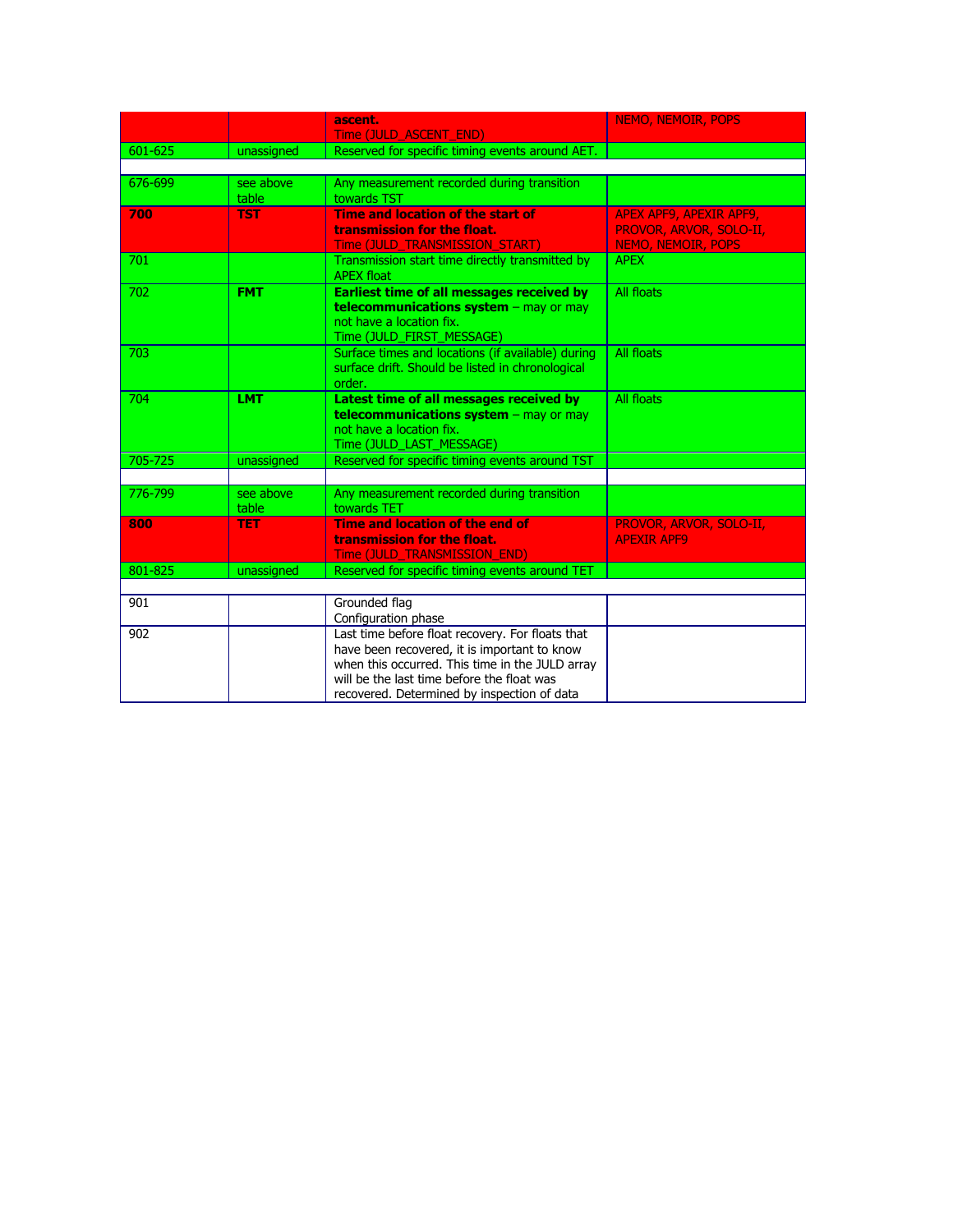| | | | |
|---|---|---|---|
| | | **ascent.** Time (JULD_ASCENT_END) | NEMO, NEMOIR, POPS |
| 601-625 | unassigned | Reserved for specific timing events around AET. | |
| | | | |
| 676-699 | see above table | Any measurement recorded during transition towards TST | |
| **700** | **TST** | **Time and location of the start of transmission for the float.** Time (JULD_TRANSMISSION_START) | APEX APF9, APEXIR APF9, PROVOR, ARVOR, SOLO-II, NEMO, NEMOIR, POPS |
| 701 | | Transmission start time directly transmitted by APEX float | APEX |
| 702 | **FMT** | **Earliest time of all messages received by telecommunications system** – may or may not have a location fix. Time (JULD_FIRST_MESSAGE) | All floats |
| 703 | | Surface times and locations (if available) during surface drift. Should be listed in chronological order. | All floats |
| 704 | **LMT** | **Latest time of all messages received by telecommunications system** – may or may not have a location fix. Time (JULD_LAST_MESSAGE) | All floats |
| 705-725 | unassigned | Reserved for specific timing events around TST | |
| | | | |
| 776-799 | see above table | Any measurement recorded during transition towards TET | |
| **800** | **TET** | **Time and location of the end of transmission for the float.** Time (JULD_TRANSMISSION_END) | PROVOR, ARVOR, SOLO-II, APEXIR APF9 |
| 801-825 | unassigned | Reserved for specific timing events around TET | |
| | | | |
| 901 | | Grounded flag Configuration phase | |
| 902 | | Last time before float recovery. For floats that have been recovered, it is important to know when this occurred. This time in the JULD array will be the last time before the float was recovered. Determined by inspection of data | |